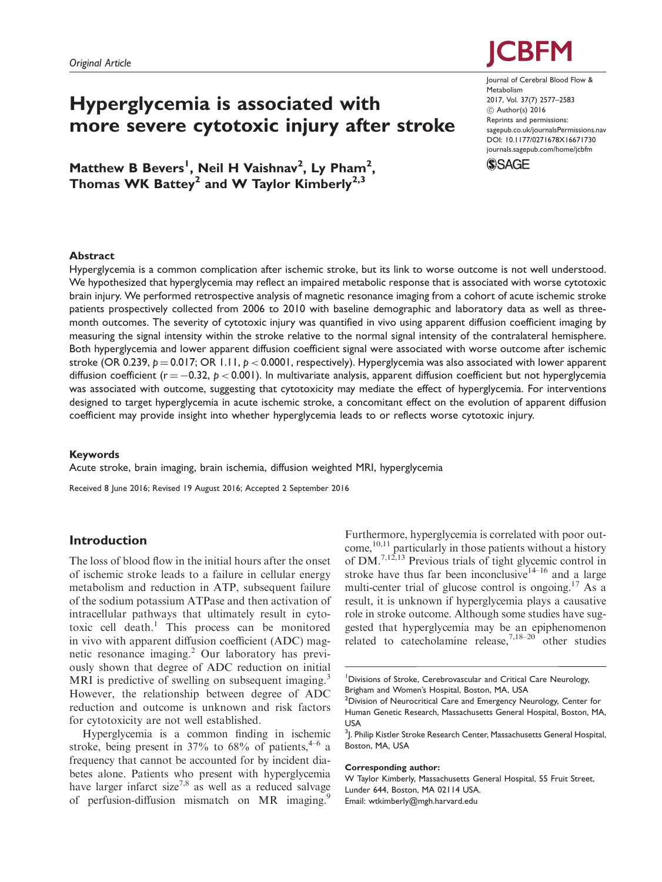Original Article

# Hyperglycemia is associated with more severe cytotoxic injury after stroke

Journal of Cerebral Blood Flow & Metabolism
2017, Vol. 37(7) 2577–2583
© Author(s) 2016
Reprints and permissions: sagepub.co.uk/journalsPermissions.nav
DOI: 10.1177/0271678X16671730
journals.sagepub.com/home/jcbfm

**Matthew B Bevers[1], Neil H Vaishnav[2], Ly Pham[2], Thomas WK Battey[2] and W Taylor Kimberly[2,3]**

## Abstract

Hyperglycemia is a common complication after ischemic stroke, but its link to worse outcome is not well understood. We hypothesized that hyperglycemia may reflect an impaired metabolic response that is associated with worse cytotoxic brain injury. We performed retrospective analysis of magnetic resonance imaging from a cohort of acute ischemic stroke patients prospectively collected from 2006 to 2010 with baseline demographic and laboratory data as well as three-month outcomes. The severity of cytotoxic injury was quantified in vivo using apparent diffusion coefficient imaging by measuring the signal intensity within the stroke relative to the normal signal intensity of the contralateral hemisphere. Both hyperglycemia and lower apparent diffusion coefficient signal were associated with worse outcome after ischemic stroke (OR 0.239, $p = 0.017$; OR 1.11, $p < 0.0001$, respectively). Hyperglycemia was also associated with lower apparent diffusion coefficient ($r = -0.32$, $p < 0.001$). In multivariate analysis, apparent diffusion coefficient but not hyperglycemia was associated with outcome, suggesting that cytotoxicity may mediate the effect of hyperglycemia. For interventions designed to target hyperglycemia in acute ischemic stroke, a concomitant effect on the evolution of apparent diffusion coefficient may provide insight into whether hyperglycemia leads to or reflects worse cytotoxic injury.

### Keywords

Acute stroke, brain imaging, brain ischemia, diffusion weighted MRI, hyperglycemia

Received 8 June 2016; Revised 19 August 2016; Accepted 2 September 2016

## Introduction

The loss of blood flow in the initial hours after the onset of ischemic stroke leads to a failure in cellular energy metabolism and reduction in ATP, subsequent failure of the sodium potassium ATPase and then activation of intracellular pathways that ultimately result in cytotoxic cell death.[1] This process can be monitored in vivo with apparent diffusion coefficient (ADC) magnetic resonance imaging.[2] Our laboratory has previously shown that degree of ADC reduction on initial MRI is predictive of swelling on subsequent imaging.[3] However, the relationship between degree of ADC reduction and outcome is unknown and risk factors for cytotoxicity are not well established.

Hyperglycemia is a common finding in ischemic stroke, being present in 37% to 68% of patients,[4–6] a frequency that cannot be accounted for by incident diabetes alone. Patients who present with hyperglycemia have larger infarct size[7,8] as well as a reduced salvage of perfusion-diffusion mismatch on MR imaging.[9] Furthermore, hyperglycemia is correlated with poor outcome,[10,11] particularly in those patients without a history of DM.[7,12,13] Previous trials of tight glycemic control in stroke have thus far been inconclusive[14–16] and a large multi-center trial of glucose control is ongoing.[17] As a result, it is unknown if hyperglycemia plays a causative role in stroke outcome. Although some studies have suggested that hyperglycemia may be an epiphenomenon related to catecholamine release,[7,18–20] other studies

[1]Divisions of Stroke, Cerebrovascular and Critical Care Neurology, Brigham and Women's Hospital, Boston, MA, USA
[2]Division of Neurocritical Care and Emergency Neurology, Center for Human Genetic Research, Massachusetts General Hospital, Boston, MA, USA
[3]J. Philip Kistler Stroke Research Center, Massachusetts General Hospital, Boston, MA, USA

**Corresponding author:**
W Taylor Kimberly, Massachusetts General Hospital, 55 Fruit Street, Lunder 644, Boston, MA 02114 USA.
Email: wtkimberly@mgh.harvard.edu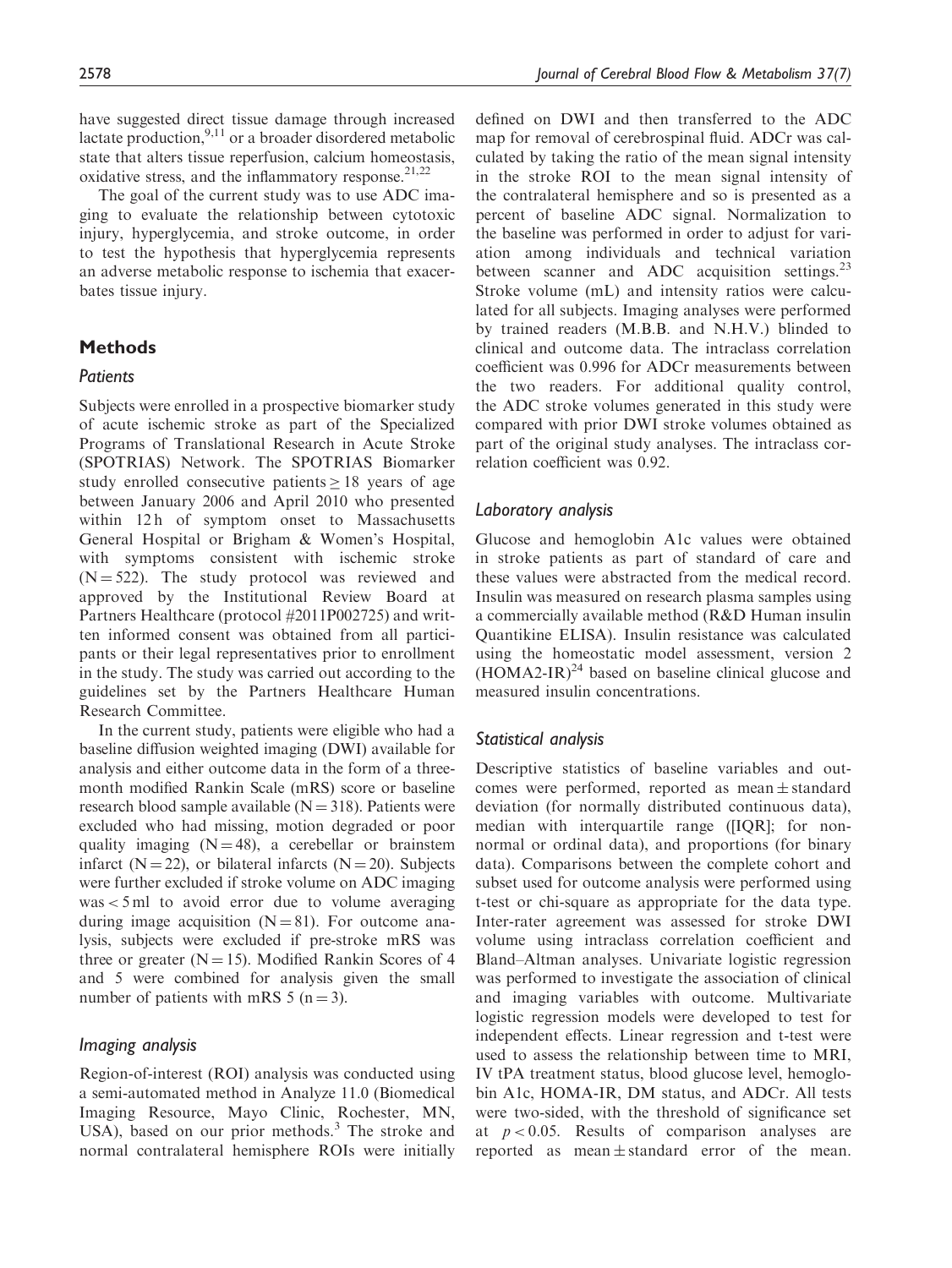have suggested direct tissue damage through increased lactate production,[9,11] or a broader disordered metabolic state that alters tissue reperfusion, calcium homeostasis, oxidative stress, and the inflammatory response.[21,22]

The goal of the current study was to use ADC imaging to evaluate the relationship between cytotoxic injury, hyperglycemia, and stroke outcome, in order to test the hypothesis that hyperglycemia represents an adverse metabolic response to ischemia that exacerbates tissue injury.

## Methods

### Patients

Subjects were enrolled in a prospective biomarker study of acute ischemic stroke as part of the Specialized Programs of Translational Research in Acute Stroke (SPOTRIAS) Network. The SPOTRIAS Biomarker study enrolled consecutive patients ≥ 18 years of age between January 2006 and April 2010 who presented within 12 h of symptom onset to Massachusetts General Hospital or Brigham & Women's Hospital, with symptoms consistent with ischemic stroke (N = 522). The study protocol was reviewed and approved by the Institutional Review Board at Partners Healthcare (protocol #2011P002725) and written informed consent was obtained from all participants or their legal representatives prior to enrollment in the study. The study was carried out according to the guidelines set by the Partners Healthcare Human Research Committee.

In the current study, patients were eligible who had a baseline diffusion weighted imaging (DWI) available for analysis and either outcome data in the form of a three-month modified Rankin Scale (mRS) score or baseline research blood sample available (N = 318). Patients were excluded who had missing, motion degraded or poor quality imaging (N = 48), a cerebellar or brainstem infarct (N = 22), or bilateral infarcts (N = 20). Subjects were further excluded if stroke volume on ADC imaging was < 5 ml to avoid error due to volume averaging during image acquisition (N = 81). For outcome analysis, subjects were excluded if pre-stroke mRS was three or greater (N = 15). Modified Rankin Scores of 4 and 5 were combined for analysis given the small number of patients with mRS 5 (n = 3).

### Imaging analysis

Region-of-interest (ROI) analysis was conducted using a semi-automated method in Analyze 11.0 (Biomedical Imaging Resource, Mayo Clinic, Rochester, MN, USA), based on our prior methods.[3] The stroke and normal contralateral hemisphere ROIs were initially defined on DWI and then transferred to the ADC map for removal of cerebrospinal fluid. ADCr was calculated by taking the ratio of the mean signal intensity in the stroke ROI to the mean signal intensity of the contralateral hemisphere and so is presented as a percent of baseline ADC signal. Normalization to the baseline was performed in order to adjust for variation among individuals and technical variation between scanner and ADC acquisition settings.[23] Stroke volume (mL) and intensity ratios were calculated for all subjects. Imaging analyses were performed by trained readers (M.B.B. and N.H.V.) blinded to clinical and outcome data. The intraclass correlation coefficient was 0.996 for ADCr measurements between the two readers. For additional quality control, the ADC stroke volumes generated in this study were compared with prior DWI stroke volumes obtained as part of the original study analyses. The intraclass correlation coefficient was 0.92.

### Laboratory analysis

Glucose and hemoglobin A1c values were obtained in stroke patients as part of standard of care and these values were abstracted from the medical record. Insulin was measured on research plasma samples using a commercially available method (R&D Human insulin Quantikine ELISA). Insulin resistance was calculated using the homeostatic model assessment, version 2 (HOMA2-IR)[24] based on baseline clinical glucose and measured insulin concentrations.

### Statistical analysis

Descriptive statistics of baseline variables and outcomes were performed, reported as mean ± standard deviation (for normally distributed continuous data), median with interquartile range ([IQR]; for non-normal or ordinal data), and proportions (for binary data). Comparisons between the complete cohort and subset used for outcome analysis were performed using t-test or chi-square as appropriate for the data type. Inter-rater agreement was assessed for stroke DWI volume using intraclass correlation coefficient and Bland–Altman analyses. Univariate logistic regression was performed to investigate the association of clinical and imaging variables with outcome. Multivariate logistic regression models were developed to test for independent effects. Linear regression and t-test were used to assess the relationship between time to MRI, IV tPA treatment status, blood glucose level, hemoglobin A1c, HOMA-IR, DM status, and ADCr. All tests were two-sided, with the threshold of significance set at $p < 0.05$. Results of comparison analyses are reported as mean ± standard error of the mean.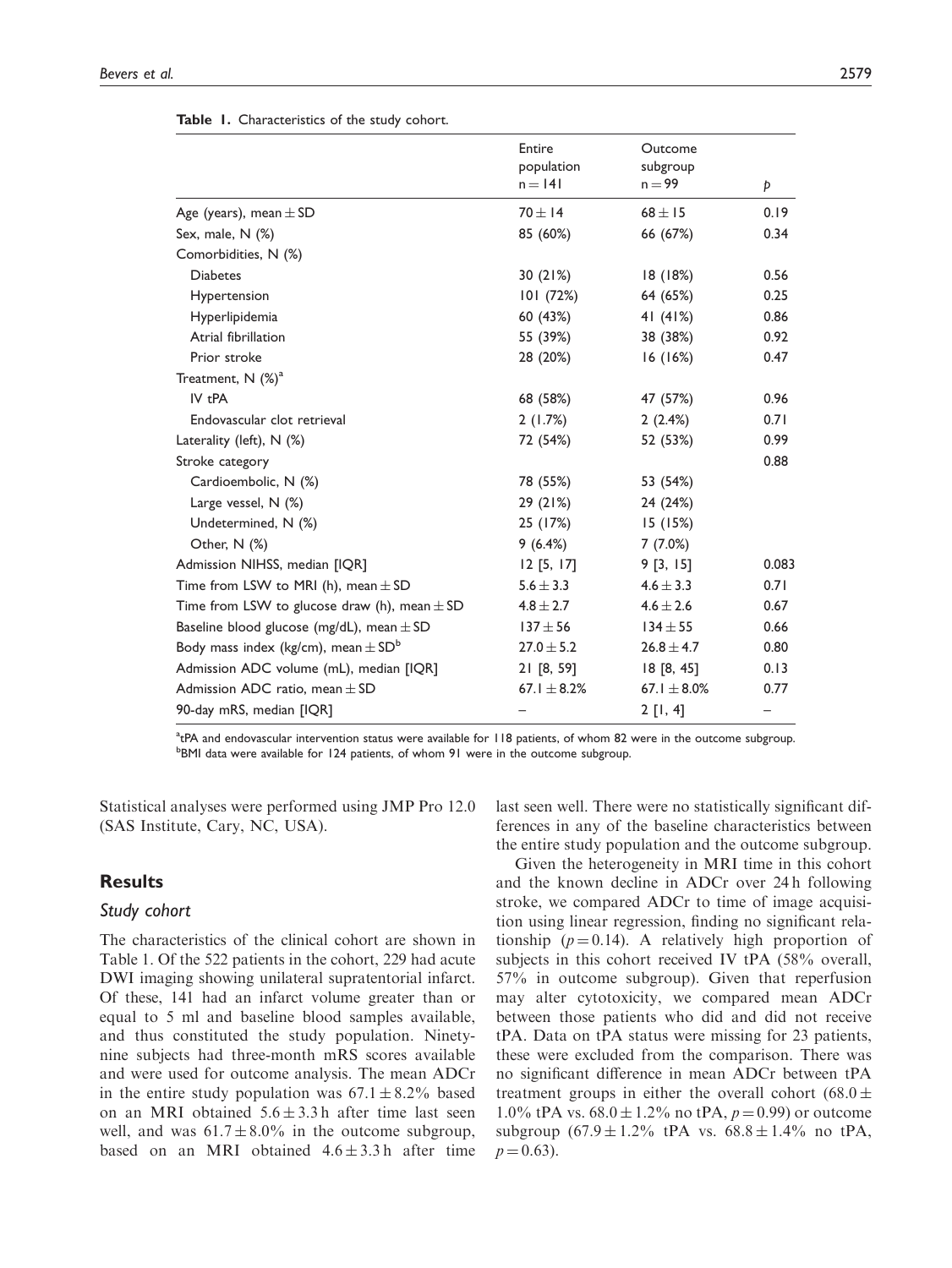**Table 1.** Characteristics of the study cohort.

| | Entire population n = 141 | Outcome subgroup n = 99 | p |
|---|---|---|---|
| Age (years), mean ± SD | 70 ± 14 | 68 ± 15 | 0.19 |
| Sex, male, N (%) | 85 (60%) | 66 (67%) | 0.34 |
| Comorbidities, N (%) | | | |
| Diabetes | 30 (21%) | 18 (18%) | 0.56 |
| Hypertension | 101 (72%) | 64 (65%) | 0.25 |
| Hyperlipidemia | 60 (43%) | 41 (41%) | 0.86 |
| Atrial fibrillation | 55 (39%) | 38 (38%) | 0.92 |
| Prior stroke | 28 (20%) | 16 (16%) | 0.47 |
| Treatment, N (%)[a] | | | |
| IV tPA | 68 (58%) | 47 (57%) | 0.96 |
| Endovascular clot retrieval | 2 (1.7%) | 2 (2.4%) | 0.71 |
| Laterality (left), N (%) | 72 (54%) | 52 (53%) | 0.99 |
| Stroke category | | | 0.88 |
| Cardioembolic, N (%) | 78 (55%) | 53 (54%) | |
| Large vessel, N (%) | 29 (21%) | 24 (24%) | |
| Undetermined, N (%) | 25 (17%) | 15 (15%) | |
| Other, N (%) | 9 (6.4%) | 7 (7.0%) | |
| Admission NIHSS, median [IQR] | 12 [5, 17] | 9 [3, 15] | 0.083 |
| Time from LSW to MRI (h), mean ± SD | 5.6 ± 3.3 | 4.6 ± 3.3 | 0.71 |
| Time from LSW to glucose draw (h), mean ± SD | 4.8 ± 2.7 | 4.6 ± 2.6 | 0.67 |
| Baseline blood glucose (mg/dL), mean ± SD | 137 ± 56 | 134 ± 55 | 0.66 |
| Body mass index (kg/cm), mean ± SD[b] | 27.0 ± 5.2 | 26.8 ± 4.7 | 0.80 |
| Admission ADC volume (mL), median [IQR] | 21 [8, 59] | 18 [8, 45] | 0.13 |
| Admission ADC ratio, mean ± SD | 67.1 ± 8.2% | 67.1 ± 8.0% | 0.77 |
| 90-day mRS, median [IQR] | – | 2 [1, 4] | – |

[a]tPA and endovascular intervention status were available for 118 patients, of whom 82 were in the outcome subgroup.
[b]BMI data were available for 124 patients, of whom 91 were in the outcome subgroup.

Statistical analyses were performed using JMP Pro 12.0 (SAS Institute, Cary, NC, USA).

## Results

### *Study cohort*

The characteristics of the clinical cohort are shown in Table 1. Of the 522 patients in the cohort, 229 had acute DWI imaging showing unilateral supratentorial infarct. Of these, 141 had an infarct volume greater than or equal to 5 ml and baseline blood samples available, and thus constituted the study population. Ninety-nine subjects had three-month mRS scores available and were used for outcome analysis. The mean ADCr in the entire study population was 67.1 ± 8.2% based on an MRI obtained 5.6 ± 3.3 h after time last seen well, and was 61.7 ± 8.0% in the outcome subgroup, based on an MRI obtained 4.6 ± 3.3 h after time last seen well. There were no statistically significant differences in any of the baseline characteristics between the entire study population and the outcome subgroup.

Given the heterogeneity in MRI time in this cohort and the known decline in ADCr over 24 h following stroke, we compared ADCr to time of image acquisition using linear regression, finding no significant relationship ($p = 0.14$). A relatively high proportion of subjects in this cohort received IV tPA (58% overall, 57% in outcome subgroup). Given that reperfusion may alter cytotoxicity, we compared mean ADCr between those patients who did and did not receive tPA. Data on tPA status were missing for 23 patients, these were excluded from the comparison. There was no significant difference in mean ADCr between tPA treatment groups in either the overall cohort (68.0 ± 1.0% tPA vs. 68.0 ± 1.2% no tPA, $p = 0.99$) or outcome subgroup (67.9 ± 1.2% tPA vs. 68.8 ± 1.4% no tPA, $p = 0.63$).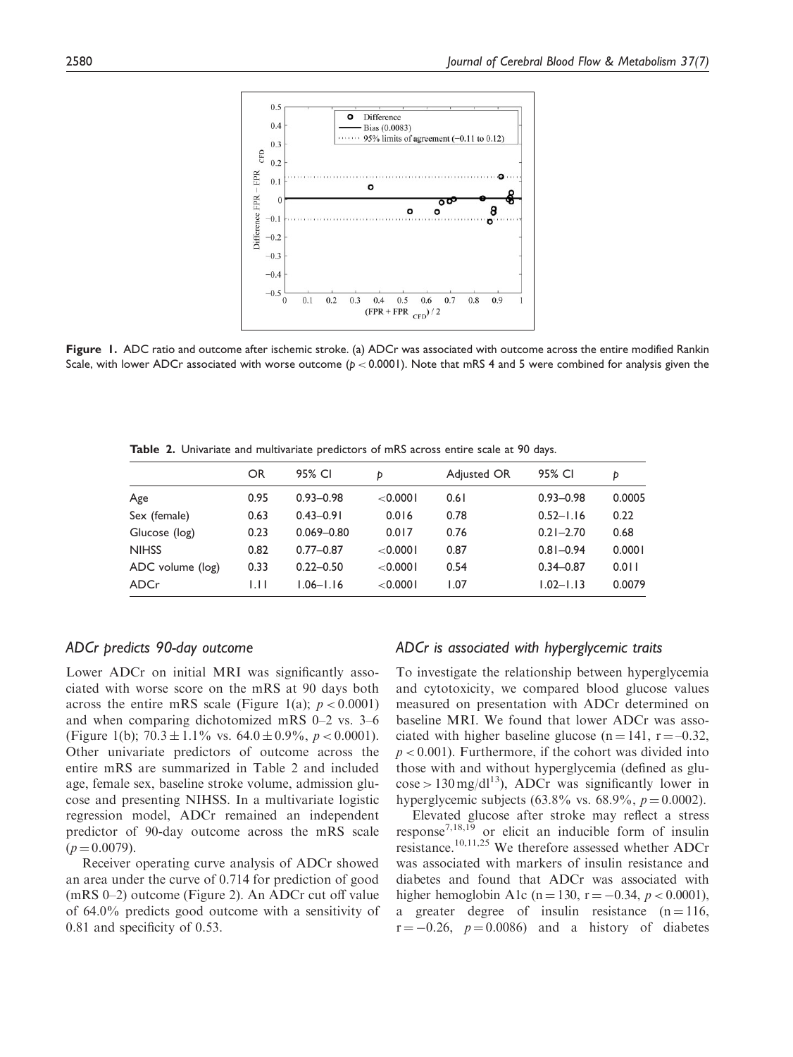**Figure 1.** ADC ratio and outcome after ischemic stroke. (a) ADCr was associated with outcome across the entire modified Rankin Scale, with lower ADCr associated with worse outcome ($p < 0.0001$). Note that mRS 4 and 5 were combined for analysis given the

**Table 2.** Univariate and multivariate predictors of mRS across entire scale at 90 days.

| | OR | 95% CI | p | Adjusted OR | 95% CI | p |
|---|---|---|---|---|---|---|
| Age | 0.95 | 0.93–0.98 | <0.0001 | 0.61 | 0.93–0.98 | 0.0005 |
| Sex (female) | 0.63 | 0.43–0.91 | 0.016 | 0.78 | 0.52–1.16 | 0.22 |
| Glucose (log) | 0.23 | 0.069–0.80 | 0.017 | 0.76 | 0.21–2.70 | 0.68 |
| NIHSS | 0.82 | 0.77–0.87 | <0.0001 | 0.87 | 0.81–0.94 | 0.0001 |
| ADC volume (log) | 0.33 | 0.22–0.50 | <0.0001 | 0.54 | 0.34–0.87 | 0.011 |
| ADCr | 1.11 | 1.06–1.16 | <0.0001 | 1.07 | 1.02–1.13 | 0.0079 |

### *ADCr predicts 90-day outcome*

Lower ADCr on initial MRI was significantly associated with worse score on the mRS at 90 days both across the entire mRS scale (Figure 1(a); $p < 0.0001$) and when comparing dichotomized mRS 0–2 vs. 3–6 (Figure 1(b); $70.3 \pm 1.1\%$ vs. $64.0 \pm 0.9\%$, $p < 0.0001$). Other univariate predictors of outcome across the entire mRS are summarized in Table 2 and included age, female sex, baseline stroke volume, admission glucose and presenting NIHSS. In a multivariate logistic regression model, ADCr remained an independent predictor of 90-day outcome across the mRS scale ($p = 0.0079$).

Receiver operating curve analysis of ADCr showed an area under the curve of 0.714 for prediction of good (mRS 0–2) outcome (Figure 2). An ADCr cut off value of 64.0% predicts good outcome with a sensitivity of 0.81 and specificity of 0.53.

### *ADCr is associated with hyperglycemic traits*

To investigate the relationship between hyperglycemia and cytotoxicity, we compared blood glucose values measured on presentation with ADCr determined on baseline MRI. We found that lower ADCr was associated with higher baseline glucose ($n = 141$, $r = -0.32$, $p < 0.001$). Furthermore, if the cohort was divided into those with and without hyperglycemia (defined as glucose > 130 mg/dl[13]), ADCr was significantly lower in hyperglycemic subjects (63.8% vs. 68.9%, $p = 0.0002$).

Elevated glucose after stroke may reflect a stress response[7,18,19] or elicit an inducible form of insulin resistance.[10,11,25] We therefore assessed whether ADCr was associated with markers of insulin resistance and diabetes and found that ADCr was associated with higher hemoglobin A1c ($n = 130$, $r = -0.34$, $p < 0.0001$), a greater degree of insulin resistance ($n = 116$, $r = -0.26$, $p = 0.0086$) and a history of diabetes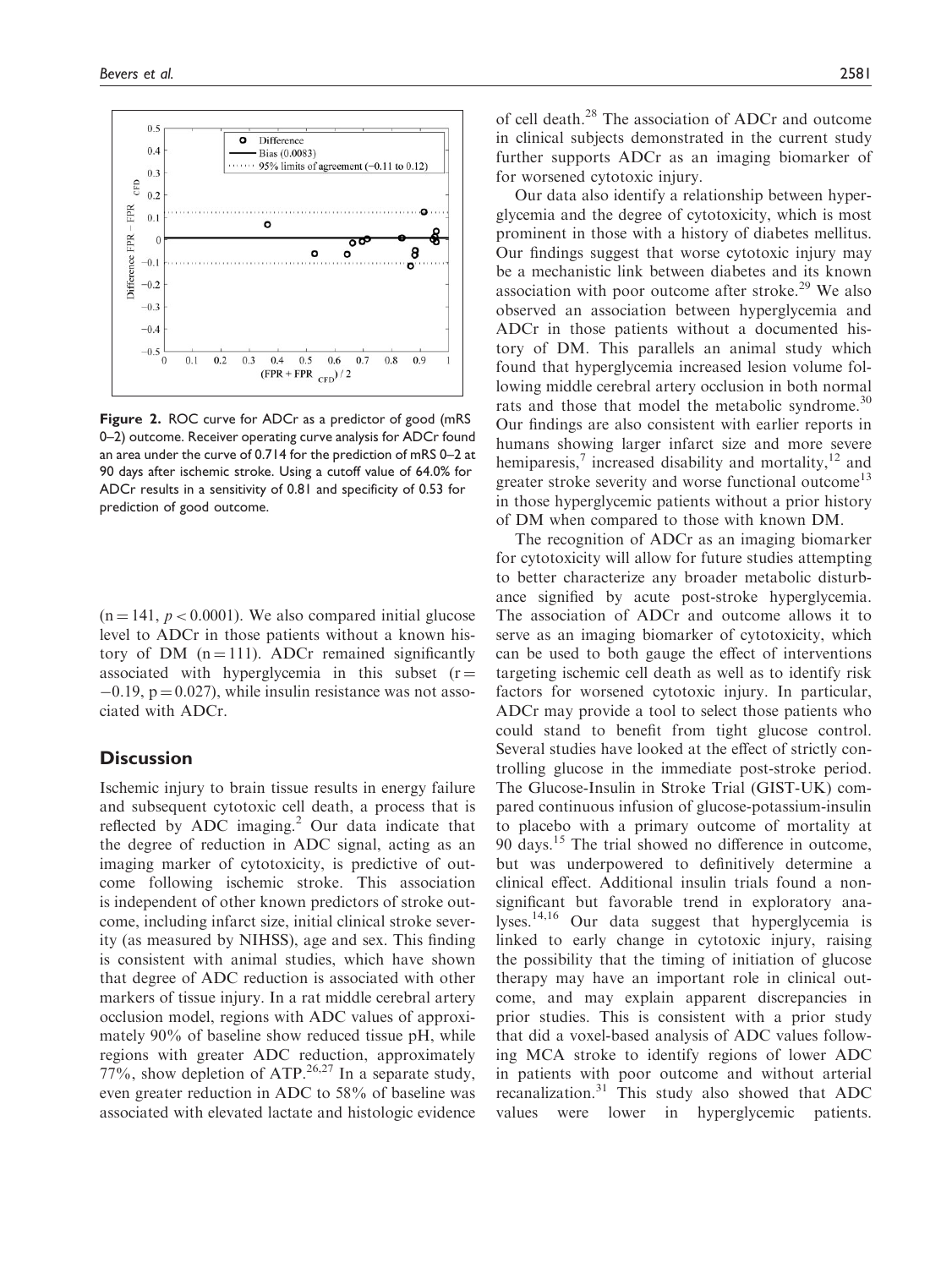**Figure 2.** ROC curve for ADCr as a predictor of good (mRS 0–2) outcome. Receiver operating curve analysis for ADCr found an area under the curve of 0.714 for the prediction of mRS 0–2 at 90 days after ischemic stroke. Using a cutoff value of 64.0% for ADCr results in a sensitivity of 0.81 and specificity of 0.53 for prediction of good outcome.

($n = 141$, $p < 0.0001$). We also compared initial glucose level to ADCr in those patients without a known history of DM ($n = 111$). ADCr remained significantly associated with hyperglycemia in this subset ($r = -0.19$, $p = 0.027$), while insulin resistance was not associated with ADCr.

## Discussion

Ischemic injury to brain tissue results in energy failure and subsequent cytotoxic cell death, a process that is reflected by ADC imaging.[2] Our data indicate that the degree of reduction in ADC signal, acting as an imaging marker of cytotoxicity, is predictive of outcome following ischemic stroke. This association is independent of other known predictors of stroke outcome, including infarct size, initial clinical stroke severity (as measured by NIHSS), age and sex. This finding is consistent with animal studies, which have shown that degree of ADC reduction is associated with other markers of tissue injury. In a rat middle cerebral artery occlusion model, regions with ADC values of approximately 90% of baseline show reduced tissue pH, while regions with greater ADC reduction, approximately 77%, show depletion of ATP.[26,27] In a separate study, even greater reduction in ADC to 58% of baseline was associated with elevated lactate and histologic evidence of cell death.[28] The association of ADCr and outcome in clinical subjects demonstrated in the current study further supports ADCr as an imaging biomarker of for worsened cytotoxic injury.

Our data also identify a relationship between hyperglycemia and the degree of cytotoxicity, which is most prominent in those with a history of diabetes mellitus. Our findings suggest that worse cytotoxic injury may be a mechanistic link between diabetes and its known association with poor outcome after stroke.[29] We also observed an association between hyperglycemia and ADCr in those patients without a documented history of DM. This parallels an animal study which found that hyperglycemia increased lesion volume following middle cerebral artery occlusion in both normal rats and those that model the metabolic syndrome.[30] Our findings are also consistent with earlier reports in humans showing larger infarct size and more severe hemiparesis,[7] increased disability and mortality,[12] and greater stroke severity and worse functional outcome[13] in those hyperglycemic patients without a prior history of DM when compared to those with known DM.

The recognition of ADCr as an imaging biomarker for cytotoxicity will allow for future studies attempting to better characterize any broader metabolic disturbance signified by acute post-stroke hyperglycemia. The association of ADCr and outcome allows it to serve as an imaging biomarker of cytotoxicity, which can be used to both gauge the effect of interventions targeting ischemic cell death as well as to identify risk factors for worsened cytotoxic injury. In particular, ADCr may provide a tool to select those patients who could stand to benefit from tight glucose control. Several studies have looked at the effect of strictly controlling glucose in the immediate post-stroke period. The Glucose-Insulin in Stroke Trial (GIST-UK) compared continuous infusion of glucose-potassium-insulin to placebo with a primary outcome of mortality at 90 days.[15] The trial showed no difference in outcome, but was underpowered to definitively determine a clinical effect. Additional insulin trials found a nonsignificant but favorable trend in exploratory analyses.[14,16] Our data suggest that hyperglycemia is linked to early change in cytotoxic injury, raising the possibility that the timing of initiation of glucose therapy may have an important role in clinical outcome, and may explain apparent discrepancies in prior studies. This is consistent with a prior study that did a voxel-based analysis of ADC values following MCA stroke to identify regions of lower ADC in patients with poor outcome and without arterial recanalization.[31] This study also showed that ADC values were lower in hyperglycemic patients.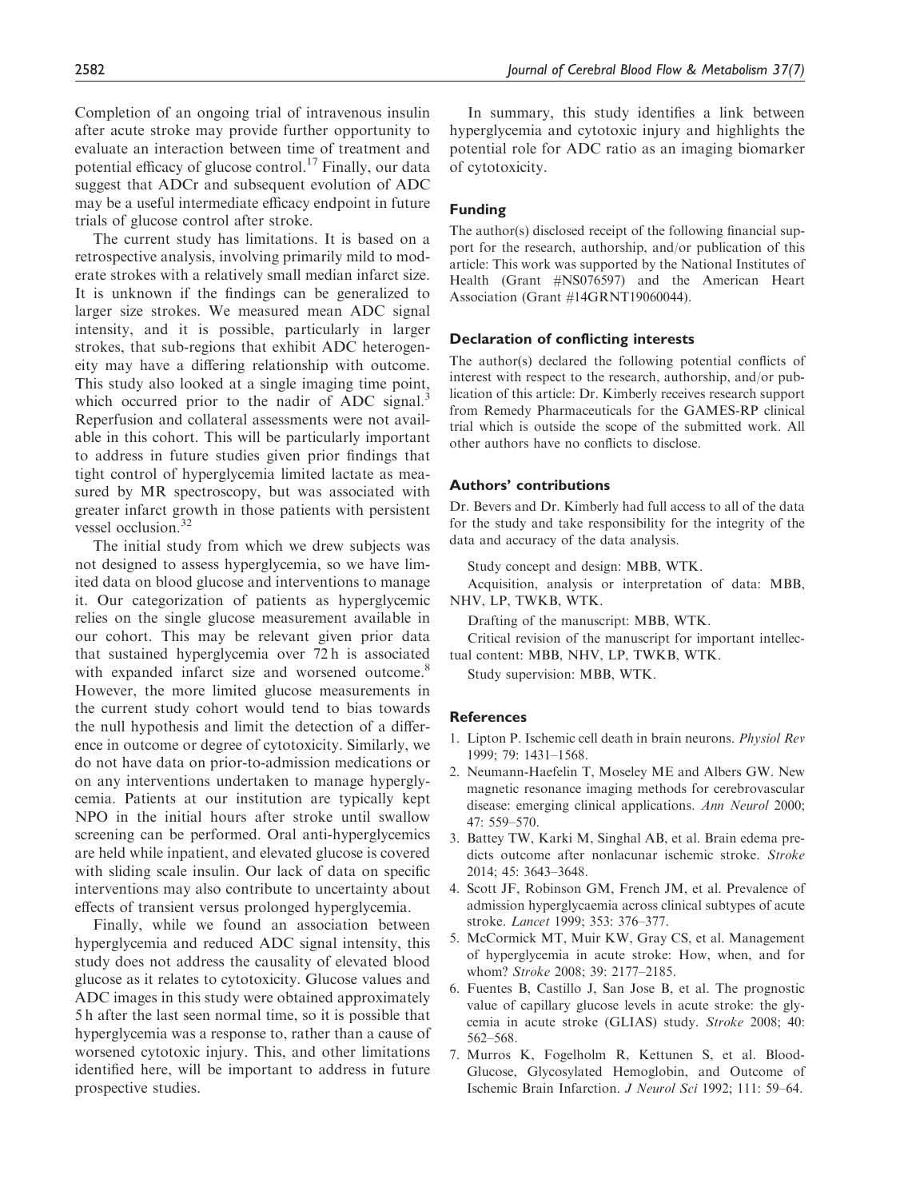Completion of an ongoing trial of intravenous insulin after acute stroke may provide further opportunity to evaluate an interaction between time of treatment and potential efficacy of glucose control.[17] Finally, our data suggest that ADCr and subsequent evolution of ADC may be a useful intermediate efficacy endpoint in future trials of glucose control after stroke.

The current study has limitations. It is based on a retrospective analysis, involving primarily mild to moderate strokes with a relatively small median infarct size. It is unknown if the findings can be generalized to larger size strokes. We measured mean ADC signal intensity, and it is possible, particularly in larger strokes, that sub-regions that exhibit ADC heterogeneity may have a differing relationship with outcome. This study also looked at a single imaging time point, which occurred prior to the nadir of ADC signal.[3] Reperfusion and collateral assessments were not available in this cohort. This will be particularly important to address in future studies given prior findings that tight control of hyperglycemia limited lactate as measured by MR spectroscopy, but was associated with greater infarct growth in those patients with persistent vessel occlusion.[32]

The initial study from which we drew subjects was not designed to assess hyperglycemia, so we have limited data on blood glucose and interventions to manage it. Our categorization of patients as hyperglycemic relies on the single glucose measurement available in our cohort. This may be relevant given prior data that sustained hyperglycemia over 72 h is associated with expanded infarct size and worsened outcome.[8] However, the more limited glucose measurements in the current study cohort would tend to bias towards the null hypothesis and limit the detection of a difference in outcome or degree of cytotoxicity. Similarly, we do not have data on prior-to-admission medications or on any interventions undertaken to manage hyperglycemia. Patients at our institution are typically kept NPO in the initial hours after stroke until swallow screening can be performed. Oral anti-hyperglycemics are held while inpatient, and elevated glucose is covered with sliding scale insulin. Our lack of data on specific interventions may also contribute to uncertainty about effects of transient versus prolonged hyperglycemia.

Finally, while we found an association between hyperglycemia and reduced ADC signal intensity, this study does not address the causality of elevated blood glucose as it relates to cytotoxicity. Glucose values and ADC images in this study were obtained approximately 5 h after the last seen normal time, so it is possible that hyperglycemia was a response to, rather than a cause of worsened cytotoxic injury. This, and other limitations identified here, will be important to address in future prospective studies.

In summary, this study identifies a link between hyperglycemia and cytotoxic injury and highlights the potential role for ADC ratio as an imaging biomarker of cytotoxicity.

## Funding

The author(s) disclosed receipt of the following financial support for the research, authorship, and/or publication of this article: This work was supported by the National Institutes of Health (Grant #NS076597) and the American Heart Association (Grant #14GRNT19060044).

## Declaration of conflicting interests

The author(s) declared the following potential conflicts of interest with respect to the research, authorship, and/or publication of this article: Dr. Kimberly receives research support from Remedy Pharmaceuticals for the GAMES-RP clinical trial which is outside the scope of the submitted work. All other authors have no conflicts to disclose.

## Authors' contributions

Dr. Bevers and Dr. Kimberly had full access to all of the data for the study and take responsibility for the integrity of the data and accuracy of the data analysis.

Study concept and design: MBB, WTK.

Acquisition, analysis or interpretation of data: MBB, NHV, LP, TWKB, WTK.

Drafting of the manuscript: MBB, WTK.

Critical revision of the manuscript for important intellectual content: MBB, NHV, LP, TWKB, WTK.

Study supervision: MBB, WTK.

## References

1. Lipton P. Ischemic cell death in brain neurons. *Physiol Rev* 1999; 79: 1431–1568.
2. Neumann-Haefelin T, Moseley ME and Albers GW. New magnetic resonance imaging methods for cerebrovascular disease: emerging clinical applications. *Ann Neurol* 2000; 47: 559–570.
3. Battey TW, Karki M, Singhal AB, et al. Brain edema predicts outcome after nonlacunar ischemic stroke. *Stroke* 2014; 45: 3643–3648.
4. Scott JF, Robinson GM, French JM, et al. Prevalence of admission hyperglycaemia across clinical subtypes of acute stroke. *Lancet* 1999; 353: 376–377.
5. McCormick MT, Muir KW, Gray CS, et al. Management of hyperglycemia in acute stroke: How, when, and for whom? *Stroke* 2008; 39: 2177–2185.
6. Fuentes B, Castillo J, San Jose B, et al. The prognostic value of capillary glucose levels in acute stroke: the glycemia in acute stroke (GLIAS) study. *Stroke* 2008; 40: 562–568.
7. Murros K, Fogelholm R, Kettunen S, et al. Blood-Glucose, Glycosylated Hemoglobin, and Outcome of Ischemic Brain Infarction. *J Neurol Sci* 1992; 111: 59–64.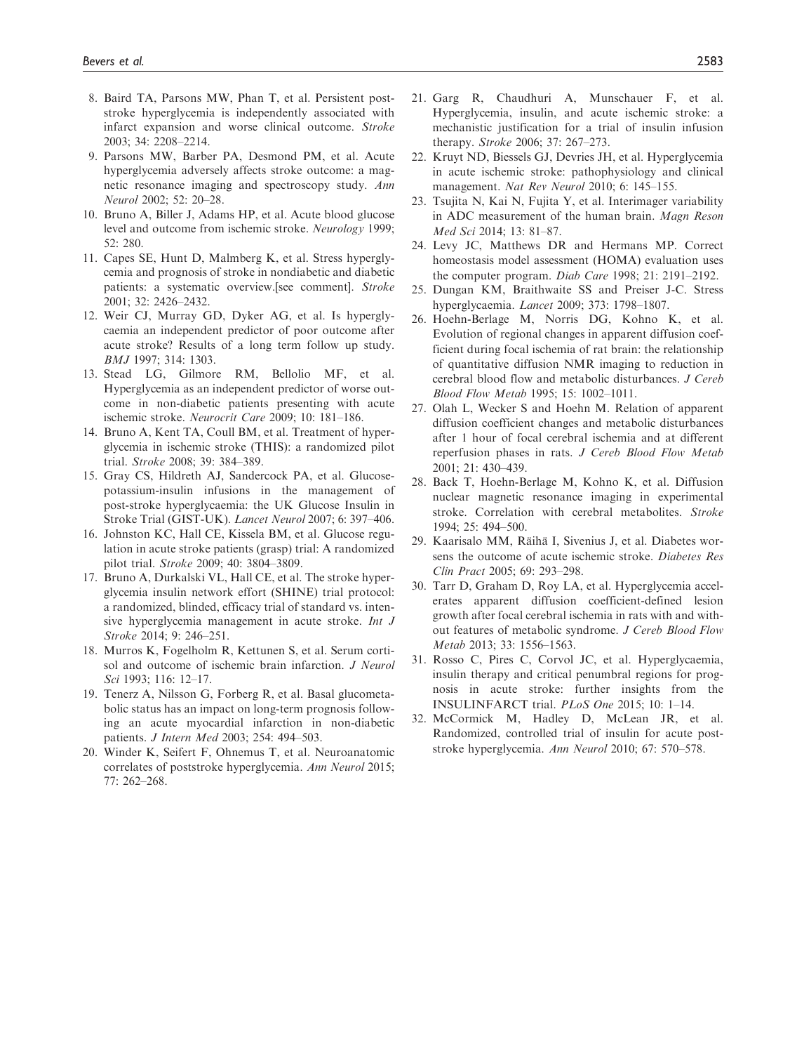8. Baird TA, Parsons MW, Phan T, et al. Persistent post-stroke hyperglycemia is independently associated with infarct expansion and worse clinical outcome. *Stroke* 2003; 34: 2208–2214.
9. Parsons MW, Barber PA, Desmond PM, et al. Acute hyperglycemia adversely affects stroke outcome: a magnetic resonance imaging and spectroscopy study. *Ann Neurol* 2002; 52: 20–28.
10. Bruno A, Biller J, Adams HP, et al. Acute blood glucose level and outcome from ischemic stroke. *Neurology* 1999; 52: 280.
11. Capes SE, Hunt D, Malmberg K, et al. Stress hyperglycemia and prognosis of stroke in nondiabetic and diabetic patients: a systematic overview.[see comment]. *Stroke* 2001; 32: 2426–2432.
12. Weir CJ, Murray GD, Dyker AG, et al. Is hyperglycaemia an independent predictor of poor outcome after acute stroke? Results of a long term follow up study. *BMJ* 1997; 314: 1303.
13. Stead LG, Gilmore RM, Bellolio MF, et al. Hyperglycemia as an independent predictor of worse outcome in non-diabetic patients presenting with acute ischemic stroke. *Neurocrit Care* 2009; 10: 181–186.
14. Bruno A, Kent TA, Coull BM, et al. Treatment of hyperglycemia in ischemic stroke (THIS): a randomized pilot trial. *Stroke* 2008; 39: 384–389.
15. Gray CS, Hildreth AJ, Sandercock PA, et al. Glucose-potassium-insulin infusions in the management of post-stroke hyperglycaemia: the UK Glucose Insulin in Stroke Trial (GIST-UK). *Lancet Neurol* 2007; 6: 397–406.
16. Johnston KC, Hall CE, Kissela BM, et al. Glucose regulation in acute stroke patients (grasp) trial: A randomized pilot trial. *Stroke* 2009; 40: 3804–3809.
17. Bruno A, Durkalski VL, Hall CE, et al. The stroke hyperglycemia insulin network effort (SHINE) trial protocol: a randomized, blinded, efficacy trial of standard vs. intensive hyperglycemia management in acute stroke. *Int J Stroke* 2014; 9: 246–251.
18. Murros K, Fogelholm R, Kettunen S, et al. Serum cortisol and outcome of ischemic brain infarction. *J Neurol Sci* 1993; 116: 12–17.
19. Tenerz A, Nilsson G, Forberg R, et al. Basal glucometabolic status has an impact on long-term prognosis following an acute myocardial infarction in non-diabetic patients. *J Intern Med* 2003; 254: 494–503.
20. Winder K, Seifert F, Ohnemus T, et al. Neuroanatomic correlates of poststroke hyperglycemia. *Ann Neurol* 2015; 77: 262–268.
21. Garg R, Chaudhuri A, Munschauer F, et al. Hyperglycemia, insulin, and acute ischemic stroke: a mechanistic justification for a trial of insulin infusion therapy. *Stroke* 2006; 37: 267–273.
22. Kruyt ND, Biessels GJ, Devries JH, et al. Hyperglycemia in acute ischemic stroke: pathophysiology and clinical management. *Nat Rev Neurol* 2010; 6: 145–155.
23. Tsujita N, Kai N, Fujita Y, et al. Interimager variability in ADC measurement of the human brain. *Magn Reson Med Sci* 2014; 13: 81–87.
24. Levy JC, Matthews DR and Hermans MP. Correct homeostasis model assessment (HOMA) evaluation uses the computer program. *Diab Care* 1998; 21: 2191–2192.
25. Dungan KM, Braithwaite SS and Preiser J-C. Stress hyperglycaemia. *Lancet* 2009; 373: 1798–1807.
26. Hoehn-Berlage M, Norris DG, Kohno K, et al. Evolution of regional changes in apparent diffusion coefficient during focal ischemia of rat brain: the relationship of quantitative diffusion NMR imaging to reduction in cerebral blood flow and metabolic disturbances. *J Cereb Blood Flow Metab* 1995; 15: 1002–1011.
27. Olah L, Wecker S and Hoehn M. Relation of apparent diffusion coefficient changes and metabolic disturbances after 1 hour of focal cerebral ischemia and at different reperfusion phases in rats. *J Cereb Blood Flow Metab* 2001; 21: 430–439.
28. Back T, Hoehn-Berlage M, Kohno K, et al. Diffusion nuclear magnetic resonance imaging in experimental stroke. Correlation with cerebral metabolites. *Stroke* 1994; 25: 494–500.
29. Kaarisalo MM, Räihä I, Sivenius J, et al. Diabetes worsens the outcome of acute ischemic stroke. *Diabetes Res Clin Pract* 2005; 69: 293–298.
30. Tarr D, Graham D, Roy LA, et al. Hyperglycemia accelerates apparent diffusion coefficient-defined lesion growth after focal cerebral ischemia in rats with and without features of metabolic syndrome. *J Cereb Blood Flow Metab* 2013; 33: 1556–1563.
31. Rosso C, Pires C, Corvol JC, et al. Hyperglycaemia, insulin therapy and critical penumbral regions for prognosis in acute stroke: further insights from the INSULINFARCT trial. *PLoS One* 2015; 10: 1–14.
32. McCormick M, Hadley D, McLean JR, et al. Randomized, controlled trial of insulin for acute post-stroke hyperglycemia. *Ann Neurol* 2010; 67: 570–578.